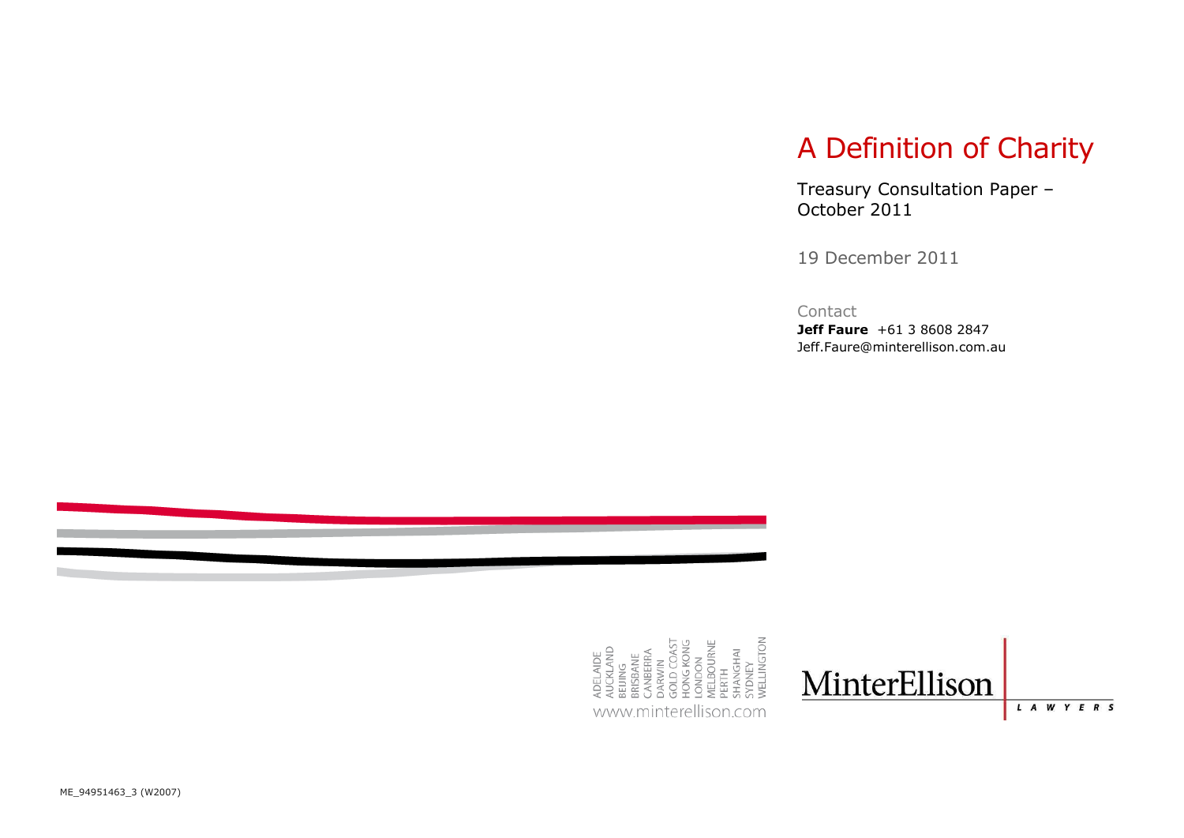# A Definition of Charity

Treasury Consultation Paper – October 2011

19 December 2011

Contact

**Jeff Faure** +61 3 8608 2847
Jeff.Faure@minterellison.com.au

ADELAIDE
AUCKLAND
BEIJING
BRISBANE
CANBERRA
DARWIN
GOLD COAST
HONG KONG
LONDON
MELBOURNE
PERTH
SHANGHAI
SYDNEY
WELLINGTON

www.minterellison.com

MinterEllison

LAWYERS

ME_94951463_3 (W2007)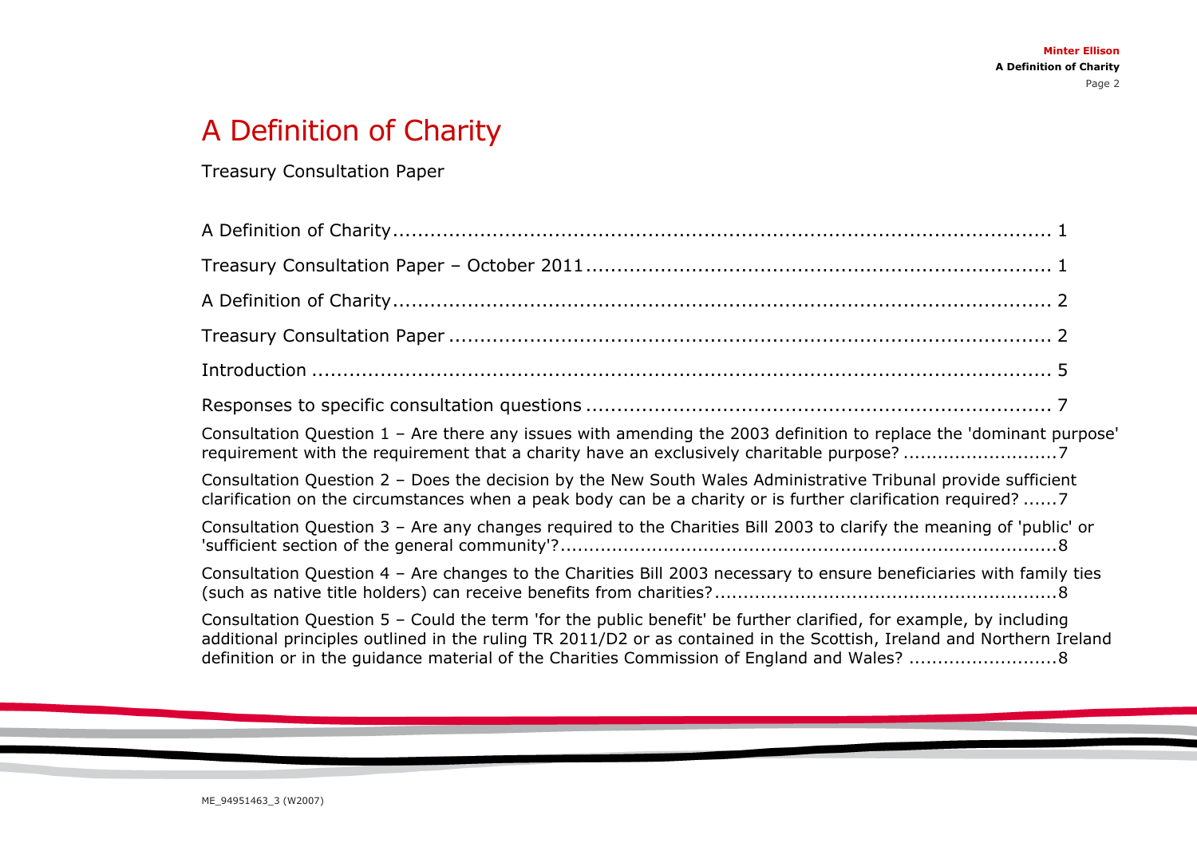# A Definition of Charity

Treasury Consultation Paper

A Definition of Charity ........................................................................................................ 1

Treasury Consultation Paper – October 2011 ........................................................................... 1

A Definition of Charity ........................................................................................................ 2

Treasury Consultation Paper ................................................................................................. 2

Introduction ....................................................................................................................... 5

Responses to specific consultation questions ........................................................................... 7

Consultation Question 1 – Are there any issues with amending the 2003 definition to replace the 'dominant purpose' requirement with the requirement that a charity have an exclusively charitable purpose? ..........................7

Consultation Question 2 – Does the decision by the New South Wales Administrative Tribunal provide sufficient clarification on the circumstances when a peak body can be a charity or is further clarification required? ......7

Consultation Question 3 – Are any changes required to the Charities Bill 2003 to clarify the meaning of 'public' or 'sufficient section of the general community'?......................................................................................8

Consultation Question 4 – Are changes to the Charities Bill 2003 necessary to ensure beneficiaries with family ties (such as native title holders) can receive benefits from charities?...........................................................8

Consultation Question 5 – Could the term 'for the public benefit' be further clarified, for example, by including additional principles outlined in the ruling TR 2011/D2 or as contained in the Scottish, Ireland and Northern Ireland definition or in the guidance material of the Charities Commission of England and Wales? .........................8

ME_94951463_3 (W2007)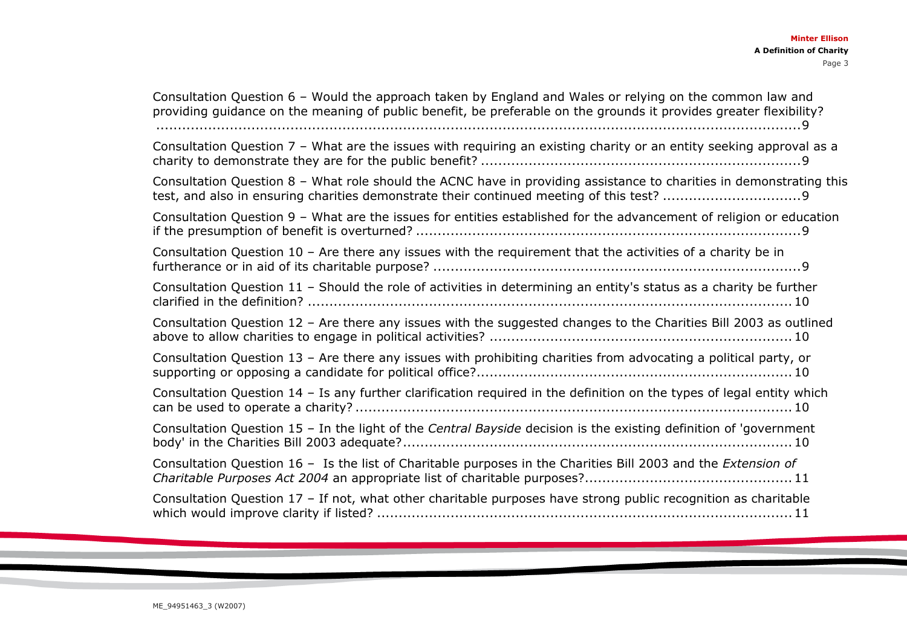Consultation Question 6 – Would the approach taken by England and Wales or relying on the common law and providing guidance on the meaning of public benefit, be preferable on the grounds it provides greater flexibility? ........................................................................................................................................9

Consultation Question 7 – What are the issues with requiring an existing charity or an entity seeking approval as a charity to demonstrate they are for the public benefit? ........................................................................9

Consultation Question 8 – What role should the ACNC have in providing assistance to charities in demonstrating this test, and also in ensuring charities demonstrate their continued meeting of this test? ...............................9

Consultation Question 9 – What are the issues for entities established for the advancement of religion or education if the presumption of benefit is overturned? ........................................................................................9

Consultation Question 10 – Are there any issues with the requirement that the activities of a charity be in furtherance or in aid of its charitable purpose? ....................................................................................9

Consultation Question 11 – Should the role of activities in determining an entity's status as a charity be further clarified in the definition? ............................................................................................................ 10

Consultation Question 12 – Are there any issues with the suggested changes to the Charities Bill 2003 as outlined above to allow charities to engage in political activities? ..................................................................... 10

Consultation Question 13 – Are there any issues with prohibiting charities from advocating a political party, or supporting or opposing a candidate for political office?........................................................................ 10

Consultation Question 14 – Is any further clarification required in the definition on the types of legal entity which can be used to operate a charity? .................................................................................................... 10

Consultation Question 15 – In the light of the *Central Bayside* decision is the existing definition of 'government body' in the Charities Bill 2003 adequate?.......................................................................................... 10

Consultation Question 16 – Is the list of Charitable purposes in the Charities Bill 2003 and the *Extension of Charitable Purposes Act 2004* an appropriate list of charitable purposes?............................................... 11

Consultation Question 17 – If not, what other charitable purposes have strong public recognition as charitable which would improve clarity if listed? ................................................................................................ 11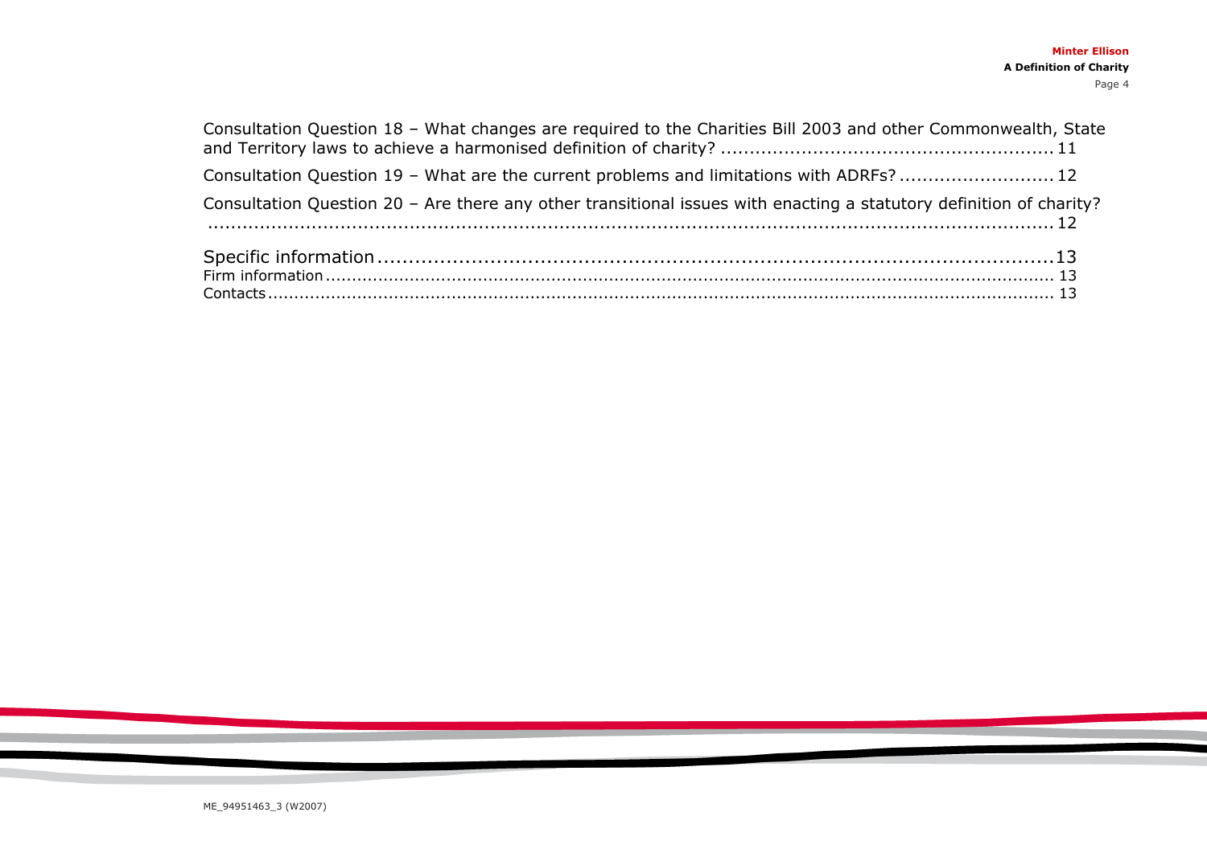Consultation Question 18 – What changes are required to the Charities Bill 2003 and other Commonwealth, State and Territory laws to achieve a harmonised definition of charity? ........................................................ 11

Consultation Question 19 – What are the current problems and limitations with ADRFs? .......................... 12

Consultation Question 20 – Are there any other transitional issues with enacting a statutory definition of charity? ........................................................................................................................................ 12

Specific information ........................................................................................................ 13

Firm information ............................................................................................................................................ 13

Contacts ......................................................................................................................................................... 13

ME_94951463_3 (W2007)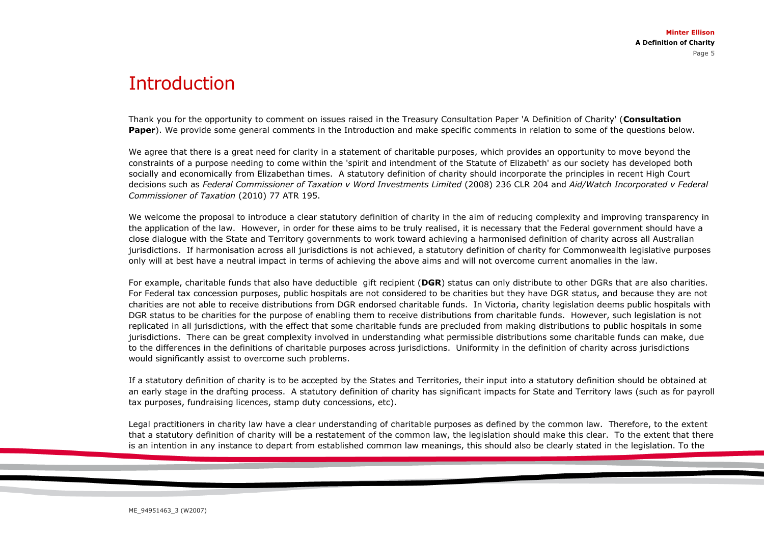# Introduction

Thank you for the opportunity to comment on issues raised in the Treasury Consultation Paper 'A Definition of Charity' (**Consultation Paper**). We provide some general comments in the Introduction and make specific comments in relation to some of the questions below.

We agree that there is a great need for clarity in a statement of charitable purposes, which provides an opportunity to move beyond the constraints of a purpose needing to come within the 'spirit and intendment of the Statute of Elizabeth' as our society has developed both socially and economically from Elizabethan times. A statutory definition of charity should incorporate the principles in recent High Court decisions such as *Federal Commissioner of Taxation v Word Investments Limited* (2008) 236 CLR 204 and *Aid/Watch Incorporated v Federal Commissioner of Taxation* (2010) 77 ATR 195.

We welcome the proposal to introduce a clear statutory definition of charity in the aim of reducing complexity and improving transparency in the application of the law. However, in order for these aims to be truly realised, it is necessary that the Federal government should have a close dialogue with the State and Territory governments to work toward achieving a harmonised definition of charity across all Australian jurisdictions. If harmonisation across all jurisdictions is not achieved, a statutory definition of charity for Commonwealth legislative purposes only will at best have a neutral impact in terms of achieving the above aims and will not overcome current anomalies in the law.

For example, charitable funds that also have deductible gift recipient (**DGR**) status can only distribute to other DGRs that are also charities. For Federal tax concession purposes, public hospitals are not considered to be charities but they have DGR status, and because they are not charities are not able to receive distributions from DGR endorsed charitable funds. In Victoria, charity legislation deems public hospitals with DGR status to be charities for the purpose of enabling them to receive distributions from charitable funds. However, such legislation is not replicated in all jurisdictions, with the effect that some charitable funds are precluded from making distributions to public hospitals in some jurisdictions. There can be great complexity involved in understanding what permissible distributions some charitable funds can make, due to the differences in the definitions of charitable purposes across jurisdictions. Uniformity in the definition of charity across jurisdictions would significantly assist to overcome such problems.

If a statutory definition of charity is to be accepted by the States and Territories, their input into a statutory definition should be obtained at an early stage in the drafting process. A statutory definition of charity has significant impacts for State and Territory laws (such as for payroll tax purposes, fundraising licences, stamp duty concessions, etc).

Legal practitioners in charity law have a clear understanding of charitable purposes as defined by the common law. Therefore, to the extent that a statutory definition of charity will be a restatement of the common law, the legislation should make this clear. To the extent that there is an intention in any instance to depart from established common law meanings, this should also be clearly stated in the legislation. To the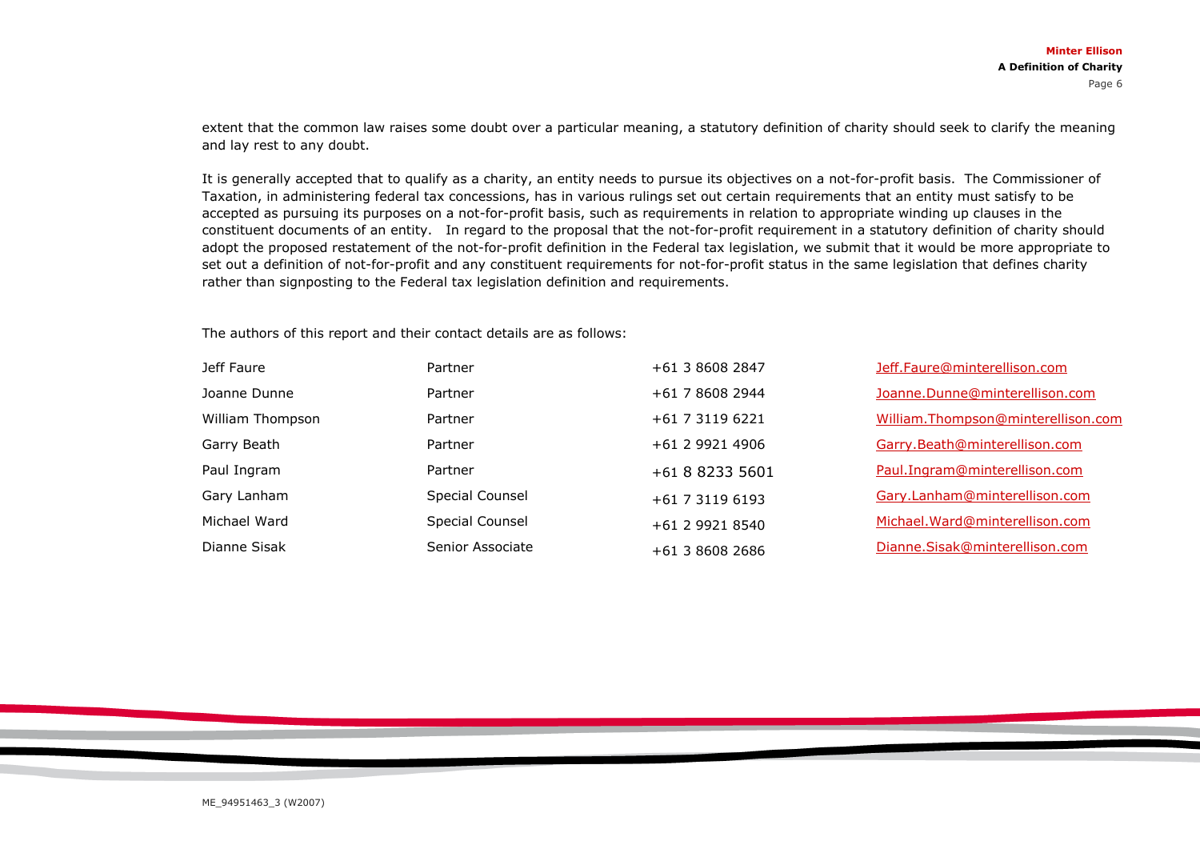extent that the common law raises some doubt over a particular meaning, a statutory definition of charity should seek to clarify the meaning and lay rest to any doubt.

It is generally accepted that to qualify as a charity, an entity needs to pursue its objectives on a not-for-profit basis. The Commissioner of Taxation, in administering federal tax concessions, has in various rulings set out certain requirements that an entity must satisfy to be accepted as pursuing its purposes on a not-for-profit basis, such as requirements in relation to appropriate winding up clauses in the constituent documents of an entity. In regard to the proposal that the not-for-profit requirement in a statutory definition of charity should adopt the proposed restatement of the not-for-profit definition in the Federal tax legislation, we submit that it would be more appropriate to set out a definition of not-for-profit and any constituent requirements for not-for-profit status in the same legislation that defines charity rather than signposting to the Federal tax legislation definition and requirements.

The authors of this report and their contact details are as follows:

| | | | |
|---|---|---|---|
| Jeff Faure | Partner | +61 3 8608 2847 | Jeff.Faure@minterellison.com |
| Joanne Dunne | Partner | +61 7 8608 2944 | Joanne.Dunne@minterellison.com |
| William Thompson | Partner | +61 7 3119 6221 | William.Thompson@minterellison.com |
| Garry Beath | Partner | +61 2 9921 4906 | Garry.Beath@minterellison.com |
| Paul Ingram | Partner | +61 8 8233 5601 | Paul.Ingram@minterellison.com |
| Gary Lanham | Special Counsel | +61 7 3119 6193 | Gary.Lanham@minterellison.com |
| Michael Ward | Special Counsel | +61 2 9921 8540 | Michael.Ward@minterellison.com |
| Dianne Sisak | Senior Associate | +61 3 8608 2686 | Dianne.Sisak@minterellison.com |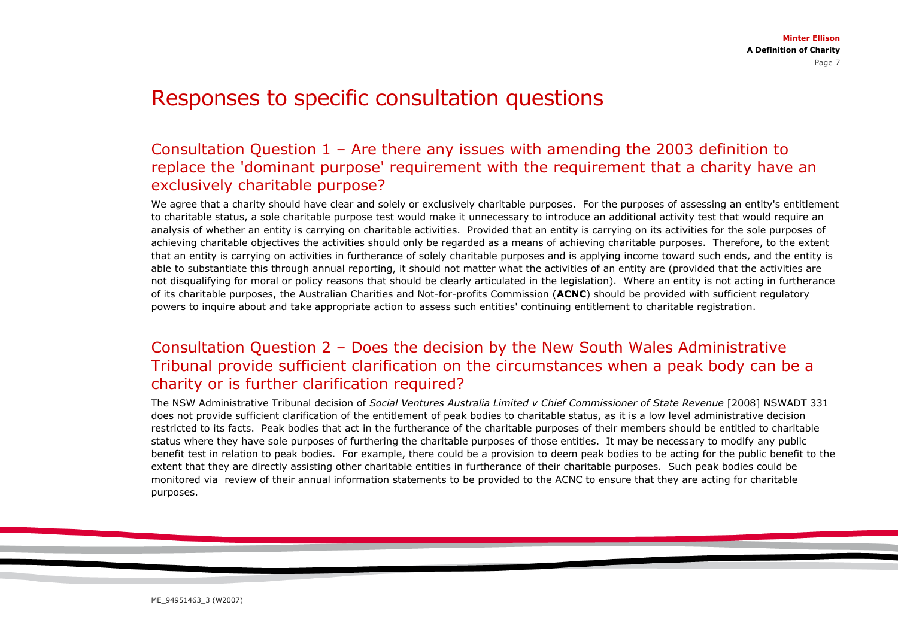# Responses to specific consultation questions

## Consultation Question 1 – Are there any issues with amending the 2003 definition to replace the 'dominant purpose' requirement with the requirement that a charity have an exclusively charitable purpose?

We agree that a charity should have clear and solely or exclusively charitable purposes. For the purposes of assessing an entity's entitlement to charitable status, a sole charitable purpose test would make it unnecessary to introduce an additional activity test that would require an analysis of whether an entity is carrying on charitable activities. Provided that an entity is carrying on its activities for the sole purposes of achieving charitable objectives the activities should only be regarded as a means of achieving charitable purposes. Therefore, to the extent that an entity is carrying on activities in furtherance of solely charitable purposes and is applying income toward such ends, and the entity is able to substantiate this through annual reporting, it should not matter what the activities of an entity are (provided that the activities are not disqualifying for moral or policy reasons that should be clearly articulated in the legislation). Where an entity is not acting in furtherance of its charitable purposes, the Australian Charities and Not-for-profits Commission (**ACNC**) should be provided with sufficient regulatory powers to inquire about and take appropriate action to assess such entities' continuing entitlement to charitable registration.

## Consultation Question 2 – Does the decision by the New South Wales Administrative Tribunal provide sufficient clarification on the circumstances when a peak body can be a charity or is further clarification required?

The NSW Administrative Tribunal decision of *Social Ventures Australia Limited v Chief Commissioner of State Revenue* [2008] NSWADT 331 does not provide sufficient clarification of the entitlement of peak bodies to charitable status, as it is a low level administrative decision restricted to its facts. Peak bodies that act in the furtherance of the charitable purposes of their members should be entitled to charitable status where they have sole purposes of furthering the charitable purposes of those entities. It may be necessary to modify any public benefit test in relation to peak bodies. For example, there could be a provision to deem peak bodies to be acting for the public benefit to the extent that they are directly assisting other charitable entities in furtherance of their charitable purposes. Such peak bodies could be monitored via review of their annual information statements to be provided to the ACNC to ensure that they are acting for charitable purposes.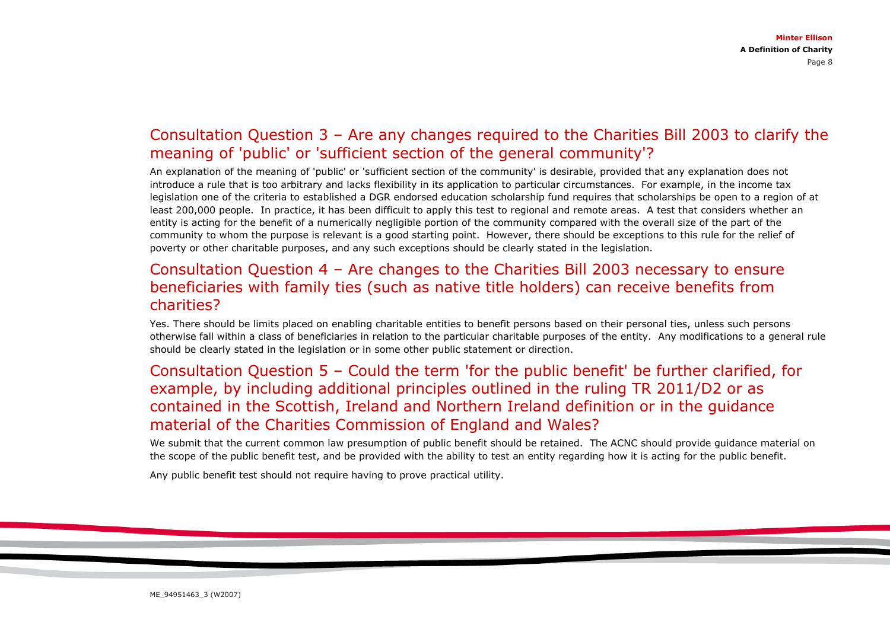## Consultation Question 3 – Are any changes required to the Charities Bill 2003 to clarify the meaning of 'public' or 'sufficient section of the general community'?

An explanation of the meaning of 'public' or 'sufficient section of the community' is desirable, provided that any explanation does not introduce a rule that is too arbitrary and lacks flexibility in its application to particular circumstances. For example, in the income tax legislation one of the criteria to established a DGR endorsed education scholarship fund requires that scholarships be open to a region of at least 200,000 people. In practice, it has been difficult to apply this test to regional and remote areas. A test that considers whether an entity is acting for the benefit of a numerically negligible portion of the community compared with the overall size of the part of the community to whom the purpose is relevant is a good starting point. However, there should be exceptions to this rule for the relief of poverty or other charitable purposes, and any such exceptions should be clearly stated in the legislation.

## Consultation Question 4 – Are changes to the Charities Bill 2003 necessary to ensure beneficiaries with family ties (such as native title holders) can receive benefits from charities?

Yes. There should be limits placed on enabling charitable entities to benefit persons based on their personal ties, unless such persons otherwise fall within a class of beneficiaries in relation to the particular charitable purposes of the entity. Any modifications to a general rule should be clearly stated in the legislation or in some other public statement or direction.

## Consultation Question 5 – Could the term 'for the public benefit' be further clarified, for example, by including additional principles outlined in the ruling TR 2011/D2 or as contained in the Scottish, Ireland and Northern Ireland definition or in the guidance material of the Charities Commission of England and Wales?

We submit that the current common law presumption of public benefit should be retained. The ACNC should provide guidance material on the scope of the public benefit test, and be provided with the ability to test an entity regarding how it is acting for the public benefit.

Any public benefit test should not require having to prove practical utility.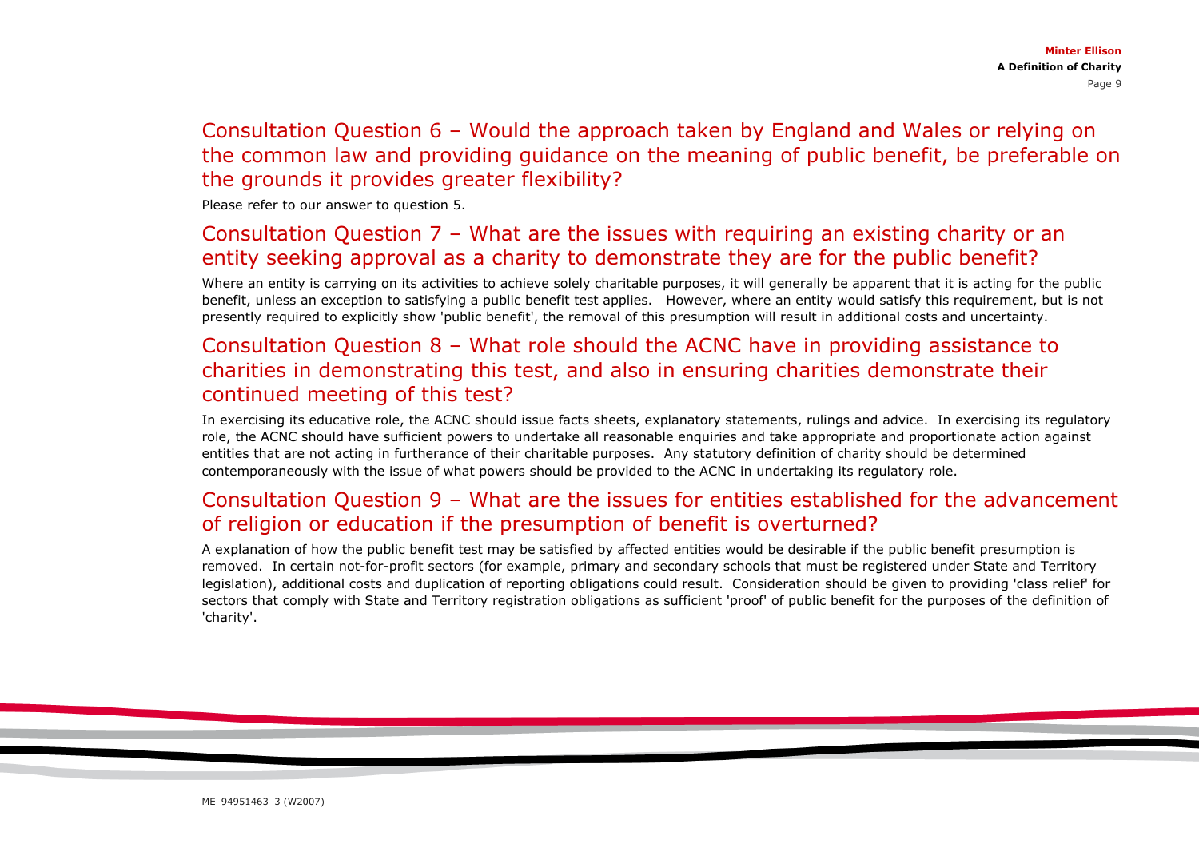## Consultation Question 6 – Would the approach taken by England and Wales or relying on the common law and providing guidance on the meaning of public benefit, be preferable on the grounds it provides greater flexibility?

Please refer to our answer to question 5.

## Consultation Question 7 – What are the issues with requiring an existing charity or an entity seeking approval as a charity to demonstrate they are for the public benefit?

Where an entity is carrying on its activities to achieve solely charitable purposes, it will generally be apparent that it is acting for the public benefit, unless an exception to satisfying a public benefit test applies. However, where an entity would satisfy this requirement, but is not presently required to explicitly show 'public benefit', the removal of this presumption will result in additional costs and uncertainty.

## Consultation Question 8 – What role should the ACNC have in providing assistance to charities in demonstrating this test, and also in ensuring charities demonstrate their continued meeting of this test?

In exercising its educative role, the ACNC should issue facts sheets, explanatory statements, rulings and advice. In exercising its regulatory role, the ACNC should have sufficient powers to undertake all reasonable enquiries and take appropriate and proportionate action against entities that are not acting in furtherance of their charitable purposes. Any statutory definition of charity should be determined contemporaneously with the issue of what powers should be provided to the ACNC in undertaking its regulatory role.

## Consultation Question 9 – What are the issues for entities established for the advancement of religion or education if the presumption of benefit is overturned?

A explanation of how the public benefit test may be satisfied by affected entities would be desirable if the public benefit presumption is removed. In certain not-for-profit sectors (for example, primary and secondary schools that must be registered under State and Territory legislation), additional costs and duplication of reporting obligations could result. Consideration should be given to providing 'class relief' for sectors that comply with State and Territory registration obligations as sufficient 'proof' of public benefit for the purposes of the definition of 'charity'.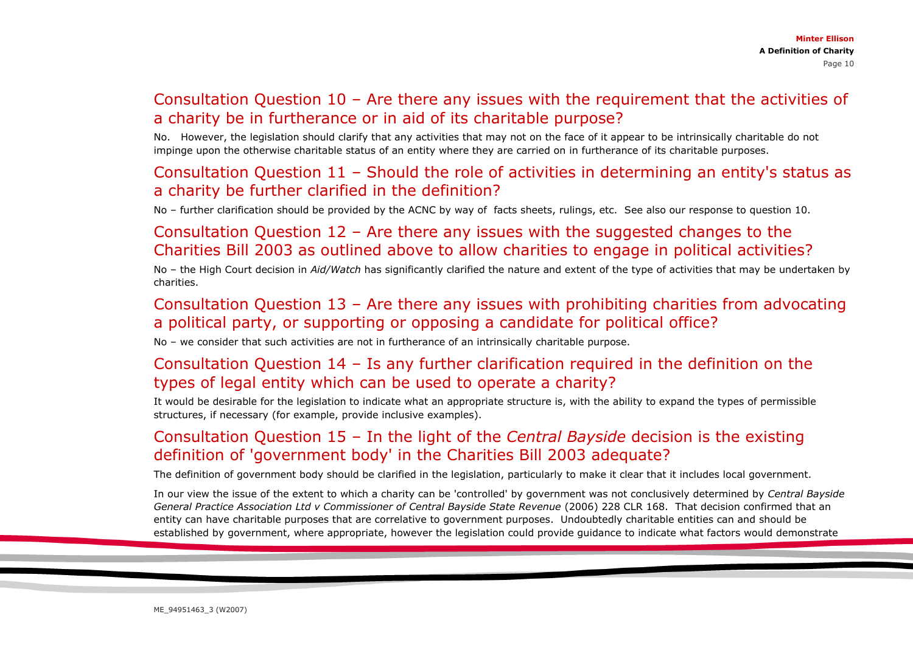## Consultation Question 10 – Are there any issues with the requirement that the activities of a charity be in furtherance or in aid of its charitable purpose?

No. However, the legislation should clarify that any activities that may not on the face of it appear to be intrinsically charitable do not impinge upon the otherwise charitable status of an entity where they are carried on in furtherance of its charitable purposes.

## Consultation Question 11 – Should the role of activities in determining an entity's status as a charity be further clarified in the definition?

No – further clarification should be provided by the ACNC by way of facts sheets, rulings, etc. See also our response to question 10.

## Consultation Question 12 – Are there any issues with the suggested changes to the Charities Bill 2003 as outlined above to allow charities to engage in political activities?

No – the High Court decision in *Aid/Watch* has significantly clarified the nature and extent of the type of activities that may be undertaken by charities.

## Consultation Question 13 – Are there any issues with prohibiting charities from advocating a political party, or supporting or opposing a candidate for political office?

No – we consider that such activities are not in furtherance of an intrinsically charitable purpose.

## Consultation Question 14 – Is any further clarification required in the definition on the types of legal entity which can be used to operate a charity?

It would be desirable for the legislation to indicate what an appropriate structure is, with the ability to expand the types of permissible structures, if necessary (for example, provide inclusive examples).

## Consultation Question 15 – In the light of the *Central Bayside* decision is the existing definition of 'government body' in the Charities Bill 2003 adequate?

The definition of government body should be clarified in the legislation, particularly to make it clear that it includes local government.

In our view the issue of the extent to which a charity can be 'controlled' by government was not conclusively determined by *Central Bayside General Practice Association Ltd v Commissioner of Central Bayside State Revenue* (2006) 228 CLR 168. That decision confirmed that an entity can have charitable purposes that are correlative to government purposes. Undoubtedly charitable entities can and should be established by government, where appropriate, however the legislation could provide guidance to indicate what factors would demonstrate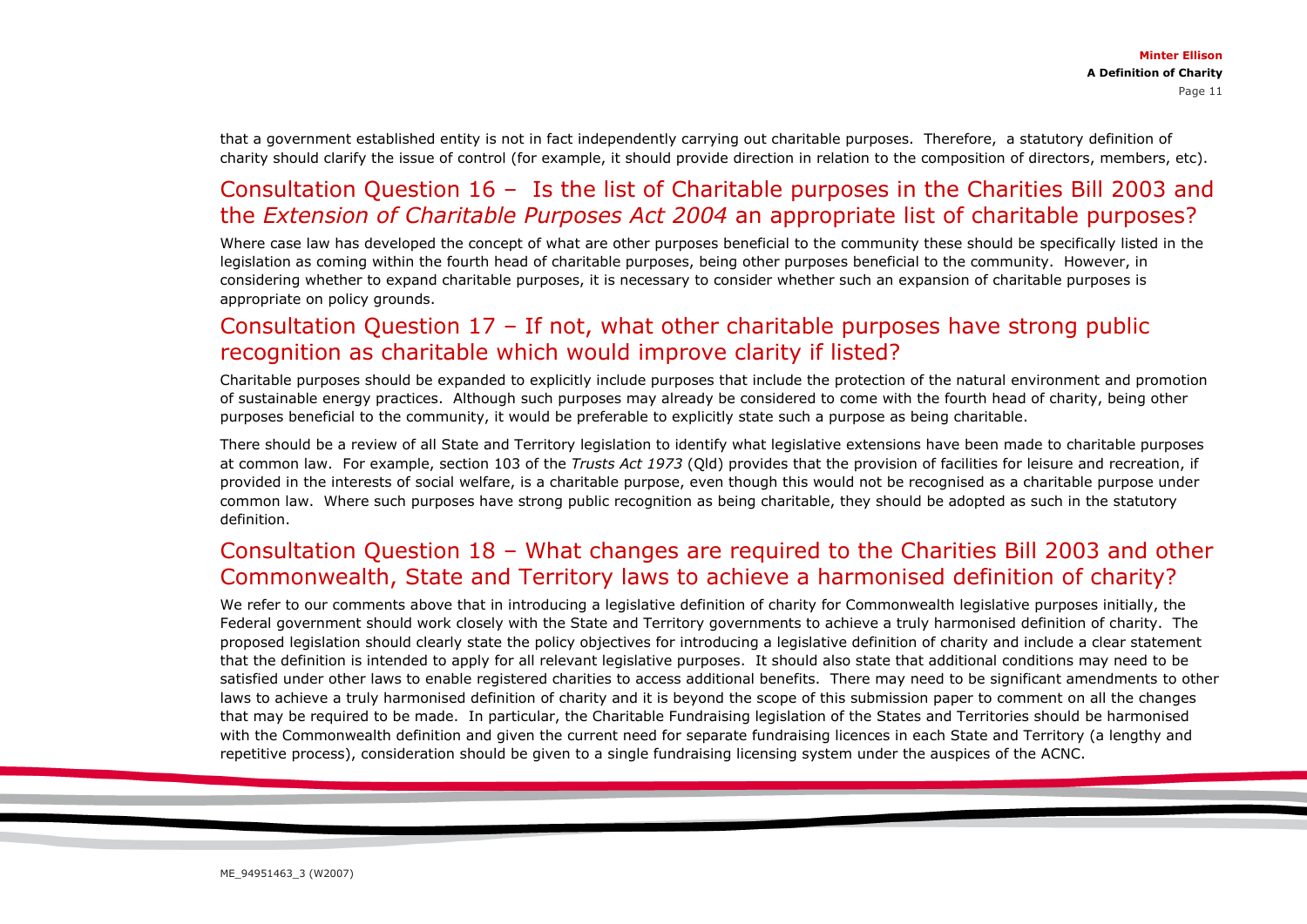that a government established entity is not in fact independently carrying out charitable purposes. Therefore, a statutory definition of charity should clarify the issue of control (for example, it should provide direction in relation to the composition of directors, members, etc).

## Consultation Question 16 – Is the list of Charitable purposes in the Charities Bill 2003 and the *Extension of Charitable Purposes Act 2004* an appropriate list of charitable purposes?

Where case law has developed the concept of what are other purposes beneficial to the community these should be specifically listed in the legislation as coming within the fourth head of charitable purposes, being other purposes beneficial to the community. However, in considering whether to expand charitable purposes, it is necessary to consider whether such an expansion of charitable purposes is appropriate on policy grounds.

## Consultation Question 17 – If not, what other charitable purposes have strong public recognition as charitable which would improve clarity if listed?

Charitable purposes should be expanded to explicitly include purposes that include the protection of the natural environment and promotion of sustainable energy practices. Although such purposes may already be considered to come with the fourth head of charity, being other purposes beneficial to the community, it would be preferable to explicitly state such a purpose as being charitable.

There should be a review of all State and Territory legislation to identify what legislative extensions have been made to charitable purposes at common law. For example, section 103 of the *Trusts Act 1973* (Qld) provides that the provision of facilities for leisure and recreation, if provided in the interests of social welfare, is a charitable purpose, even though this would not be recognised as a charitable purpose under common law. Where such purposes have strong public recognition as being charitable, they should be adopted as such in the statutory definition.

## Consultation Question 18 – What changes are required to the Charities Bill 2003 and other Commonwealth, State and Territory laws to achieve a harmonised definition of charity?

We refer to our comments above that in introducing a legislative definition of charity for Commonwealth legislative purposes initially, the Federal government should work closely with the State and Territory governments to achieve a truly harmonised definition of charity. The proposed legislation should clearly state the policy objectives for introducing a legislative definition of charity and include a clear statement that the definition is intended to apply for all relevant legislative purposes. It should also state that additional conditions may need to be satisfied under other laws to enable registered charities to access additional benefits. There may need to be significant amendments to other laws to achieve a truly harmonised definition of charity and it is beyond the scope of this submission paper to comment on all the changes that may be required to be made. In particular, the Charitable Fundraising legislation of the States and Territories should be harmonised with the Commonwealth definition and given the current need for separate fundraising licences in each State and Territory (a lengthy and repetitive process), consideration should be given to a single fundraising licensing system under the auspices of the ACNC.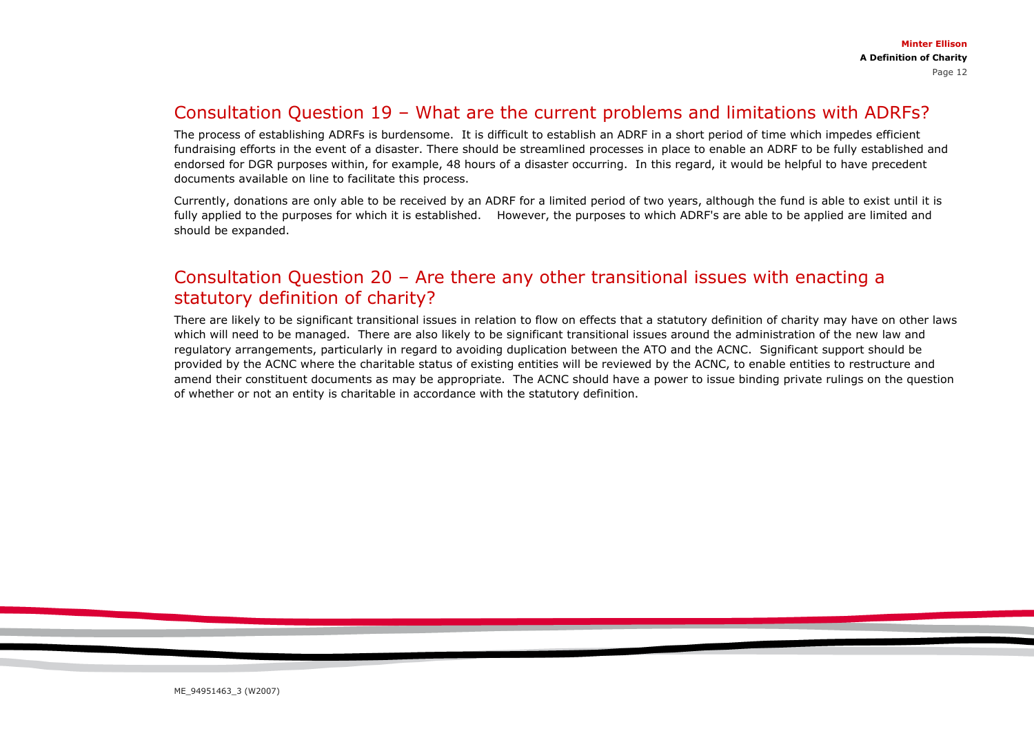## Consultation Question 19 – What are the current problems and limitations with ADRFs?

The process of establishing ADRFs is burdensome. It is difficult to establish an ADRF in a short period of time which impedes efficient fundraising efforts in the event of a disaster. There should be streamlined processes in place to enable an ADRF to be fully established and endorsed for DGR purposes within, for example, 48 hours of a disaster occurring. In this regard, it would be helpful to have precedent documents available on line to facilitate this process.

Currently, donations are only able to be received by an ADRF for a limited period of two years, although the fund is able to exist until it is fully applied to the purposes for which it is established. However, the purposes to which ADRF's are able to be applied are limited and should be expanded.

## Consultation Question 20 – Are there any other transitional issues with enacting a statutory definition of charity?

There are likely to be significant transitional issues in relation to flow on effects that a statutory definition of charity may have on other laws which will need to be managed. There are also likely to be significant transitional issues around the administration of the new law and regulatory arrangements, particularly in regard to avoiding duplication between the ATO and the ACNC. Significant support should be provided by the ACNC where the charitable status of existing entities will be reviewed by the ACNC, to enable entities to restructure and amend their constituent documents as may be appropriate. The ACNC should have a power to issue binding private rulings on the question of whether or not an entity is charitable in accordance with the statutory definition.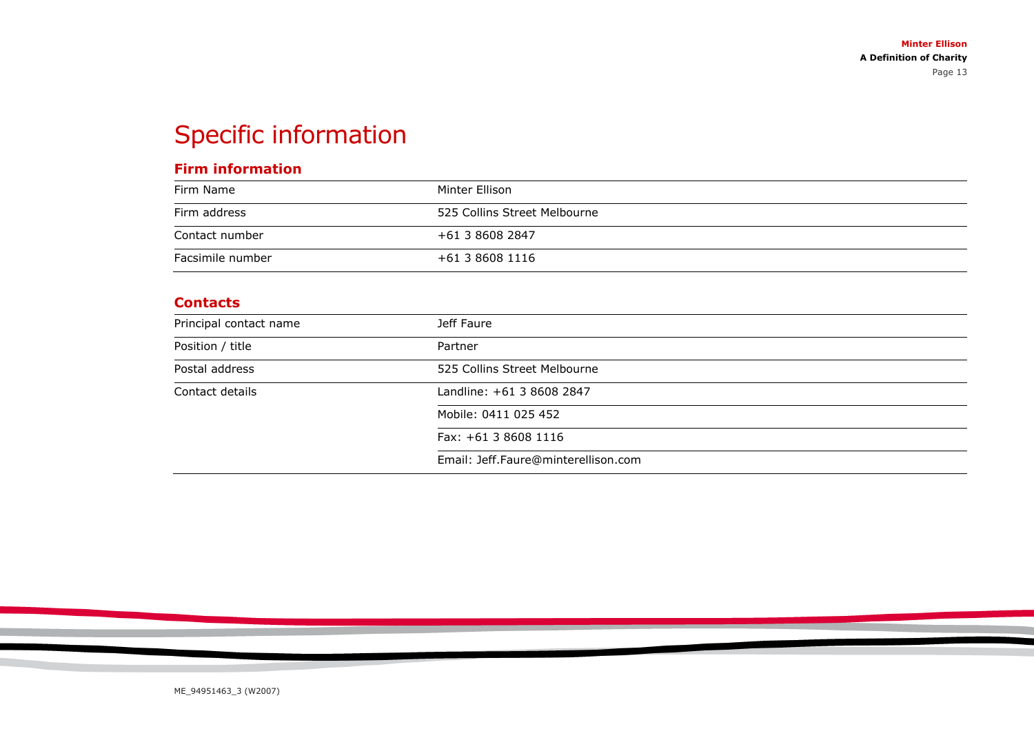# Specific information

## Firm information

| | |
|---|---|
| Firm Name | Minter Ellison |
| Firm address | 525 Collins Street Melbourne |
| Contact number | +61 3 8608 2847 |
| Facsimile number | +61 3 8608 1116 |

## Contacts

| | |
|---|---|
| Principal contact name | Jeff Faure |
| Position / title | Partner |
| Postal address | 525 Collins Street Melbourne |
| Contact details | Landline: +61 3 8608 2847 |
| | Mobile: 0411 025 452 |
| | Fax: +61 3 8608 1116 |
| | Email: Jeff.Faure@minterellison.com |

ME_94951463_3 (W2007)